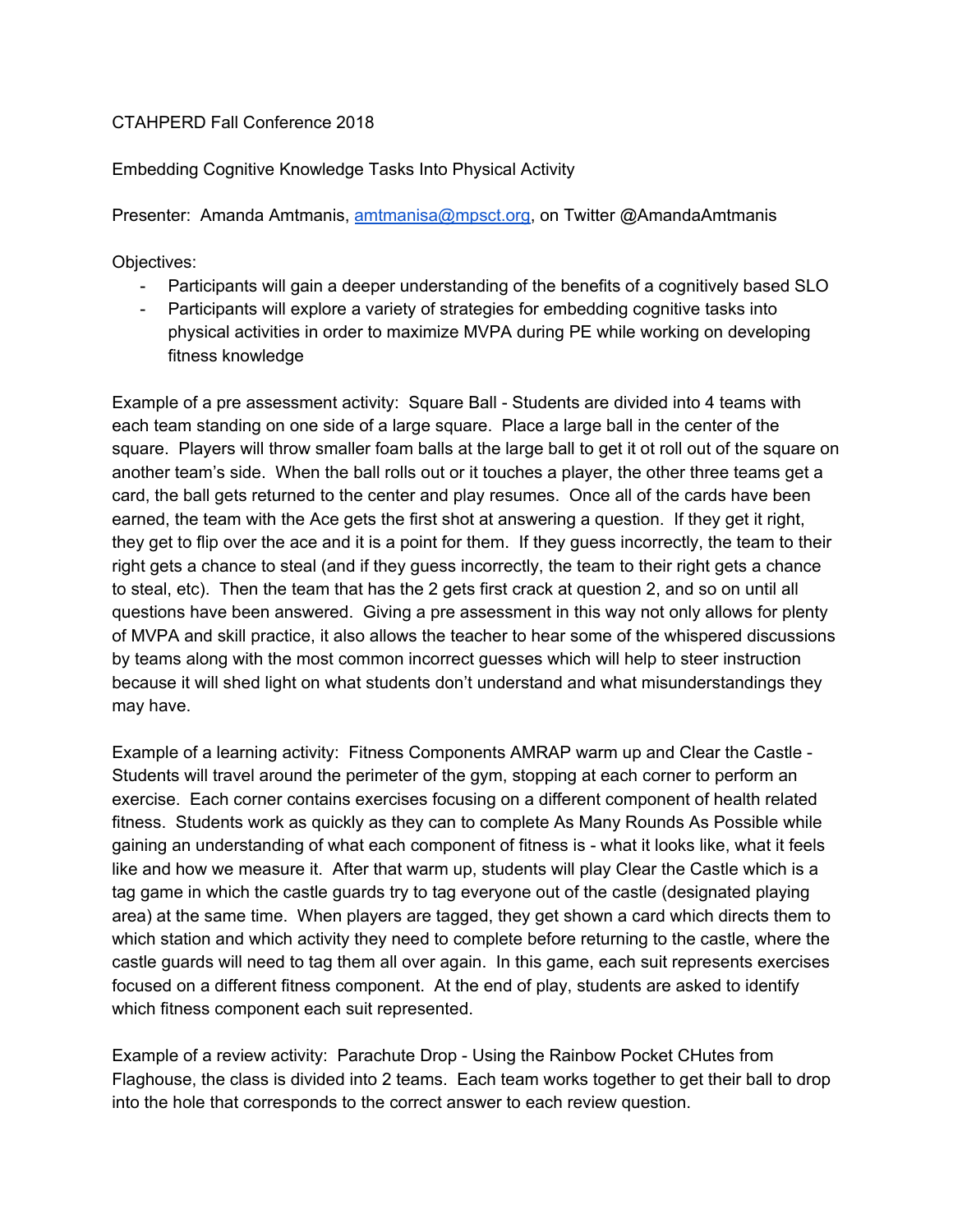CTAHPERD Fall Conference 2018

Embedding Cognitive Knowledge Tasks Into Physical Activity

Presenter: Amanda Amtmanis, [amtmanisa@mpsct.org](mailto:amtmanisa@mpsct.org), on Twitter @AmandaAmtmanis

Objectives:

- Participants will gain a deeper understanding of the benefits of a cognitively based SLO
- Participants will explore a variety of strategies for embedding cognitive tasks into physical activities in order to maximize MVPA during PE while working on developing fitness knowledge

Example of a pre assessment activity: Square Ball - Students are divided into 4 teams with each team standing on one side of a large square. Place a large ball in the center of the square. Players will throw smaller foam balls at the large ball to get it ot roll out of the square on another team's side. When the ball rolls out or it touches a player, the other three teams get a card, the ball gets returned to the center and play resumes. Once all of the cards have been earned, the team with the Ace gets the first shot at answering a question. If they get it right, they get to flip over the ace and it is a point for them. If they guess incorrectly, the team to their right gets a chance to steal (and if they guess incorrectly, the team to their right gets a chance to steal, etc). Then the team that has the 2 gets first crack at question 2, and so on until all questions have been answered. Giving a pre assessment in this way not only allows for plenty of MVPA and skill practice, it also allows the teacher to hear some of the whispered discussions by teams along with the most common incorrect guesses which will help to steer instruction because it will shed light on what students don't understand and what misunderstandings they may have.

Example of a learning activity: Fitness Components AMRAP warm up and Clear the Castle - Students will travel around the perimeter of the gym, stopping at each corner to perform an exercise. Each corner contains exercises focusing on a different component of health related fitness. Students work as quickly as they can to complete As Many Rounds As Possible while gaining an understanding of what each component of fitness is - what it looks like, what it feels like and how we measure it. After that warm up, students will play Clear the Castle which is a tag game in which the castle guards try to tag everyone out of the castle (designated playing area) at the same time. When players are tagged, they get shown a card which directs them to which station and which activity they need to complete before returning to the castle, where the castle guards will need to tag them all over again. In this game, each suit represents exercises focused on a different fitness component. At the end of play, students are asked to identify which fitness component each suit represented.

Example of a review activity: Parachute Drop - Using the Rainbow Pocket CHutes from Flaghouse, the class is divided into 2 teams. Each team works together to get their ball to drop into the hole that corresponds to the correct answer to each review question.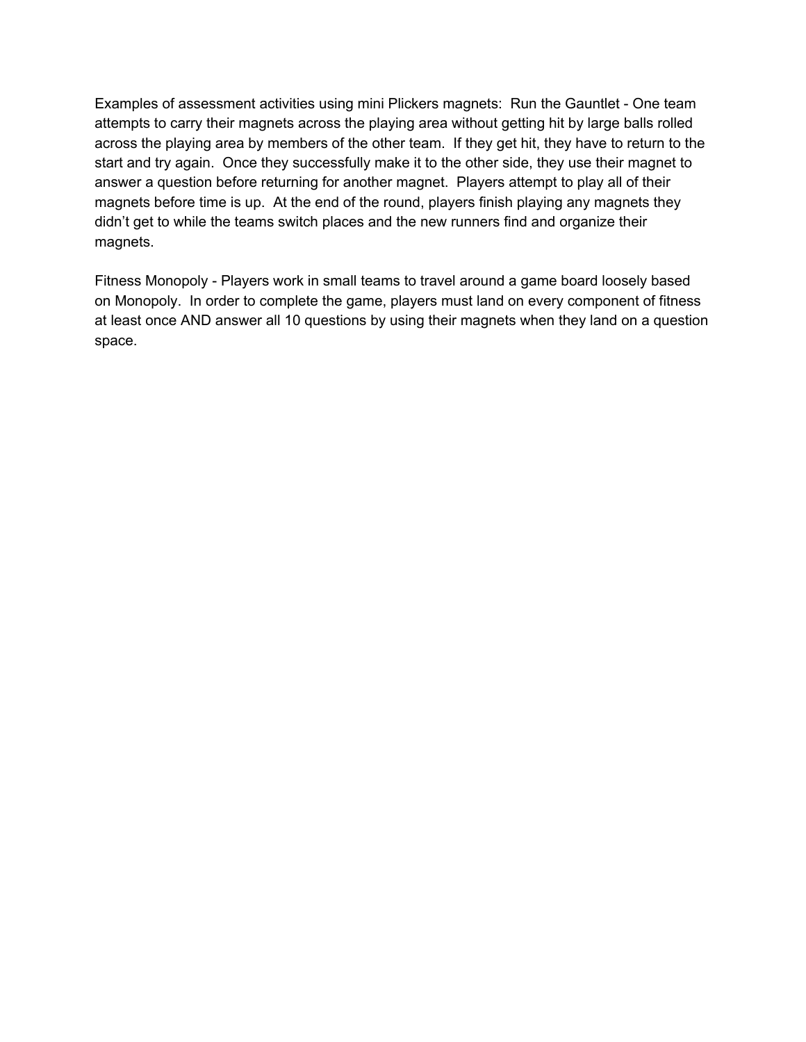Examples of assessment activities using mini Plickers magnets:  Run the Gauntlet - One team attempts to carry their magnets across the playing area without getting hit by large balls rolled across the playing area by members of the other team.  If they get hit, they have to return to the start and try again.  Once they successfully make it to the other side, they use their magnet to answer a question before returning for another magnet.  Players attempt to play all of their magnets before time is up.  At the end of the round, players finish playing any magnets they didn't get to while the teams switch places and the new runners find and organize their magnets.

Fitness Monopoly - Players work in small teams to travel around a game board loosely based on Monopoly.  In order to complete the game, players must land on every component of fitness at least once AND answer all 10 questions by using their magnets when they land on a question space.